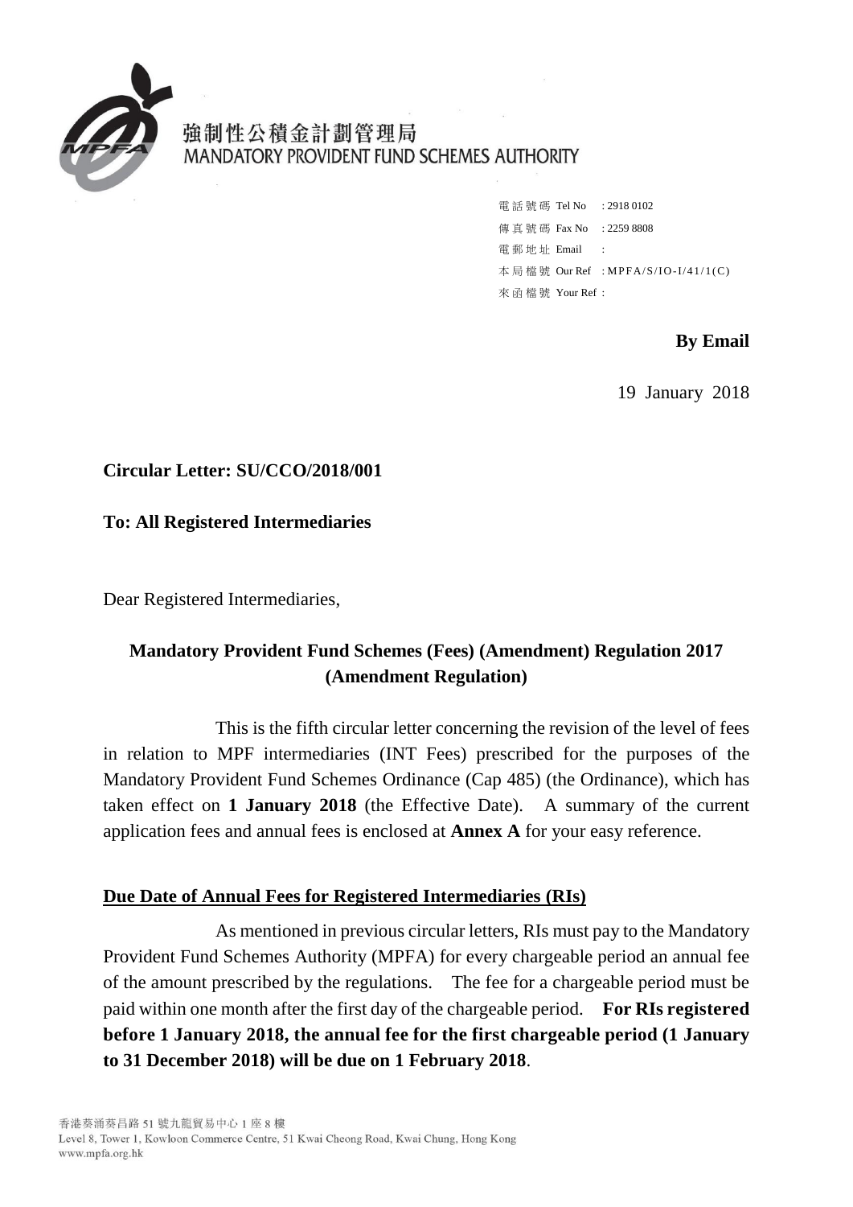強制性公積金計劃管理局
MANDATORY PROVIDENT FUND SCHEMES AUTHORITY

電話號碼 Tel No : 2918 0102
傳真號碼 Fax No : 2259 8808
電郵地址 Email :
本局檔號 Our Ref : MPFA/S/IO-I/41/1(C)
來函檔號 Your Ref :

**By Email**

19 January 2018

**Circular Letter: SU/CCO/2018/001**

**To: All Registered Intermediaries**

Dear Registered Intermediaries,

## Mandatory Provident Fund Schemes (Fees) (Amendment) Regulation 2017 (Amendment Regulation)

This is the fifth circular letter concerning the revision of the level of fees in relation to MPF intermediaries (INT Fees) prescribed for the purposes of the Mandatory Provident Fund Schemes Ordinance (Cap 485) (the Ordinance), which has taken effect on **1 January 2018** (the Effective Date). A summary of the current application fees and annual fees is enclosed at **Annex A** for your easy reference.

### Due Date of Annual Fees for Registered Intermediaries (RIs)

As mentioned in previous circular letters, RIs must pay to the Mandatory Provident Fund Schemes Authority (MPFA) for every chargeable period an annual fee of the amount prescribed by the regulations. The fee for a chargeable period must be paid within one month after the first day of the chargeable period. **For RIs registered before 1 January 2018, the annual fee for the first chargeable period (1 January to 31 December 2018) will be due on 1 February 2018**.

香港葵涌葵昌路 51 號九龍貿易中心 1 座 8 樓
Level 8, Tower 1, Kowloon Commerce Centre, 51 Kwai Cheong Road, Kwai Chung, Hong Kong
www.mpfa.org.hk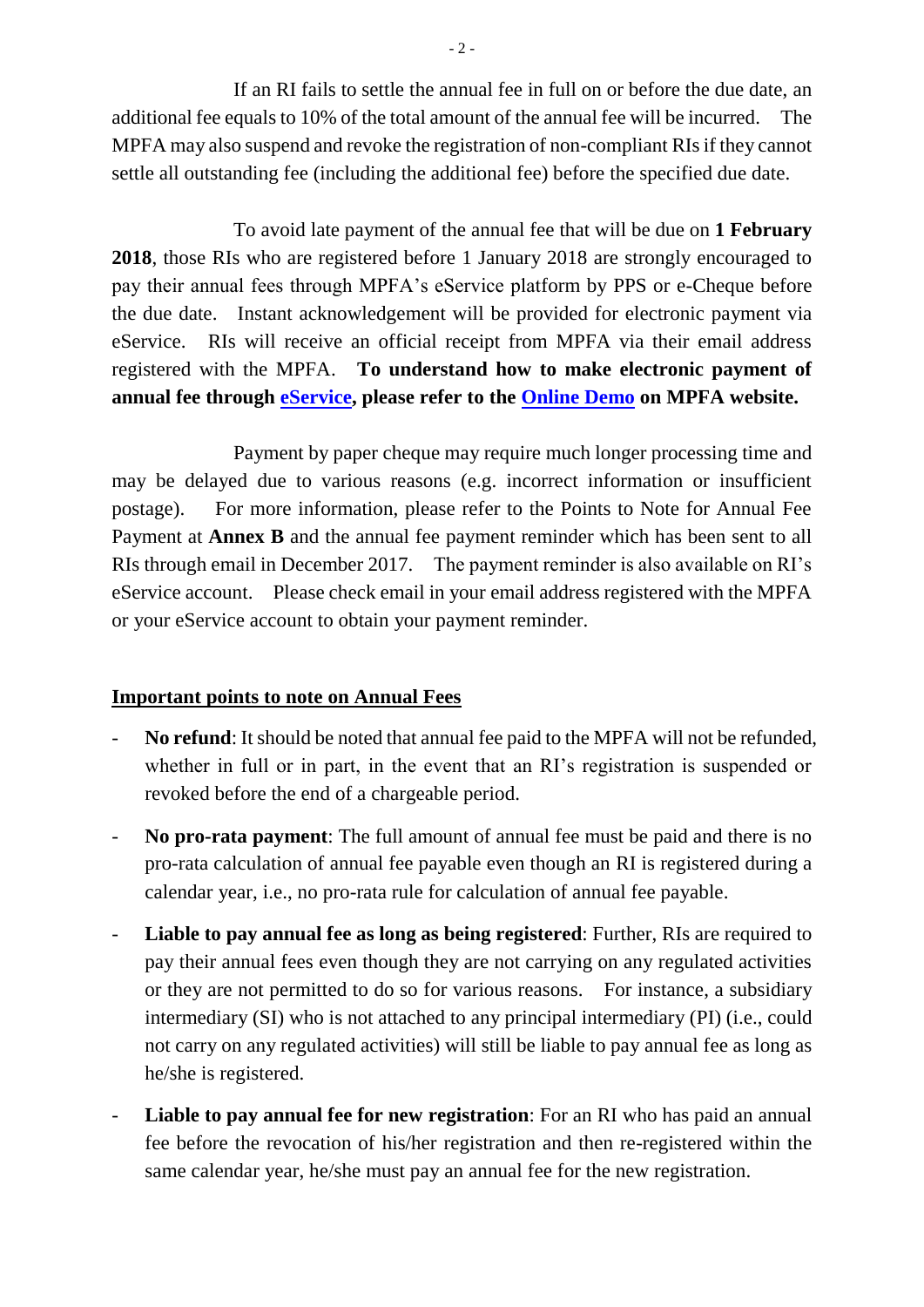If an RI fails to settle the annual fee in full on or before the due date, an additional fee equals to 10% of the total amount of the annual fee will be incurred. The MPFA may also suspend and revoke the registration of non-compliant RIs if they cannot settle all outstanding fee (including the additional fee) before the specified due date.

To avoid late payment of the annual fee that will be due on **1 February 2018**, those RIs who are registered before 1 January 2018 are strongly encouraged to pay their annual fees through MPFA's eService platform by PPS or e-Cheque before the due date. Instant acknowledgement will be provided for electronic payment via eService. RIs will receive an official receipt from MPFA via their email address registered with the MPFA. **To understand how to make electronic payment of annual fee through eService, please refer to the Online Demo on MPFA website.**

Payment by paper cheque may require much longer processing time and may be delayed due to various reasons (e.g. incorrect information or insufficient postage). For more information, please refer to the Points to Note for Annual Fee Payment at **Annex B** and the annual fee payment reminder which has been sent to all RIs through email in December 2017. The payment reminder is also available on RI's eService account. Please check email in your email address registered with the MPFA or your eService account to obtain your payment reminder.

## Important points to note on Annual Fees

- **No refund**: It should be noted that annual fee paid to the MPFA will not be refunded, whether in full or in part, in the event that an RI's registration is suspended or revoked before the end of a chargeable period.
- **No pro-rata payment**: The full amount of annual fee must be paid and there is no pro-rata calculation of annual fee payable even though an RI is registered during a calendar year, i.e., no pro-rata rule for calculation of annual fee payable.
- **Liable to pay annual fee as long as being registered**: Further, RIs are required to pay their annual fees even though they are not carrying on any regulated activities or they are not permitted to do so for various reasons. For instance, a subsidiary intermediary (SI) who is not attached to any principal intermediary (PI) (i.e., could not carry on any regulated activities) will still be liable to pay annual fee as long as he/she is registered.
- **Liable to pay annual fee for new registration**: For an RI who has paid an annual fee before the revocation of his/her registration and then re-registered within the same calendar year, he/she must pay an annual fee for the new registration.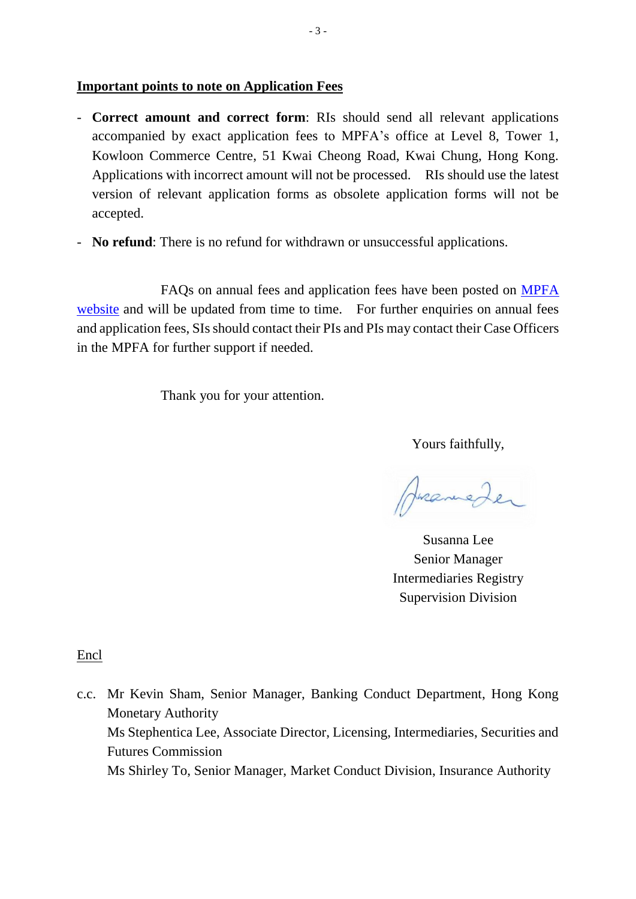**Important points to note on Application Fees**

- **Correct amount and correct form**: RIs should send all relevant applications accompanied by exact application fees to MPFA's office at Level 8, Tower 1, Kowloon Commerce Centre, 51 Kwai Cheong Road, Kwai Chung, Hong Kong. Applications with incorrect amount will not be processed. RIs should use the latest version of relevant application forms as obsolete application forms will not be accepted.
- **No refund**: There is no refund for withdrawn or unsuccessful applications.

FAQs on annual fees and application fees have been posted on MPFA website and will be updated from time to time. For further enquiries on annual fees and application fees, SIs should contact their PIs and PIs may contact their Case Officers in the MPFA for further support if needed.

Thank you for your attention.

Yours faithfully,

Susanna Lee
Senior Manager
Intermediaries Registry
Supervision Division

Encl

c.c. Mr Kevin Sham, Senior Manager, Banking Conduct Department, Hong Kong Monetary Authority
Ms Stephentica Lee, Associate Director, Licensing, Intermediaries, Securities and Futures Commission
Ms Shirley To, Senior Manager, Market Conduct Division, Insurance Authority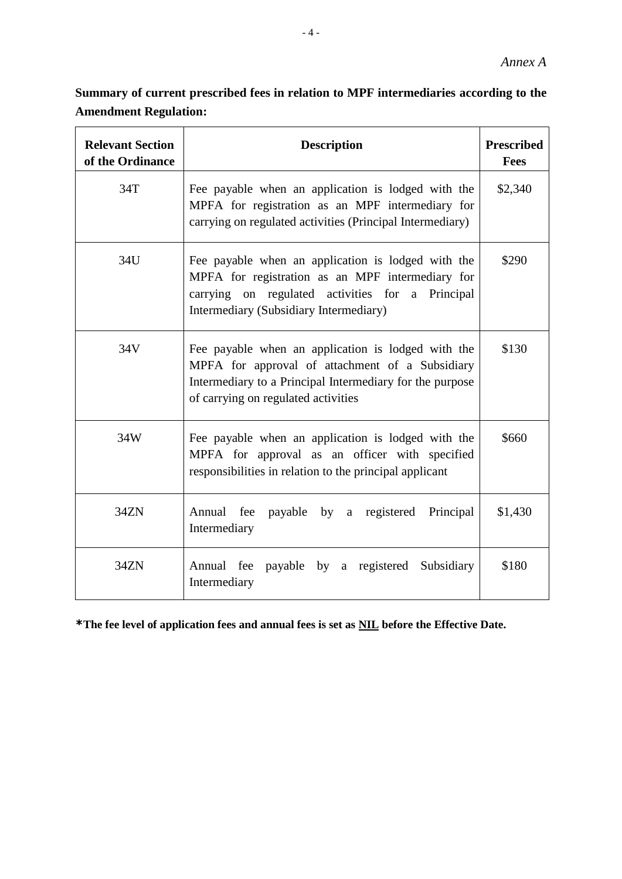*Annex A*

**Summary of current prescribed fees in relation to MPF intermediaries according to the Amendment Regulation:**

| Relevant Section of the Ordinance | Description | Prescribed Fees |
|---|---|---|
| 34T | Fee payable when an application is lodged with the MPFA for registration as an MPF intermediary for carrying on regulated activities (Principal Intermediary) | $2,340 |
| 34U | Fee payable when an application is lodged with the MPFA for registration as an MPF intermediary for carrying on regulated activities for a Principal Intermediary (Subsidiary Intermediary) | $290 |
| 34V | Fee payable when an application is lodged with the MPFA for approval of attachment of a Subsidiary Intermediary to a Principal Intermediary for the purpose of carrying on regulated activities | $130 |
| 34W | Fee payable when an application is lodged with the MPFA for approval as an officer with specified responsibilities in relation to the principal applicant | $660 |
| 34ZN | Annual fee payable by a registered Principal Intermediary | $1,430 |
| 34ZN | Annual fee payable by a registered Subsidiary Intermediary | $180 |

***The fee level of application fees and annual fees is set as <u>NIL</u> before the Effective Date.**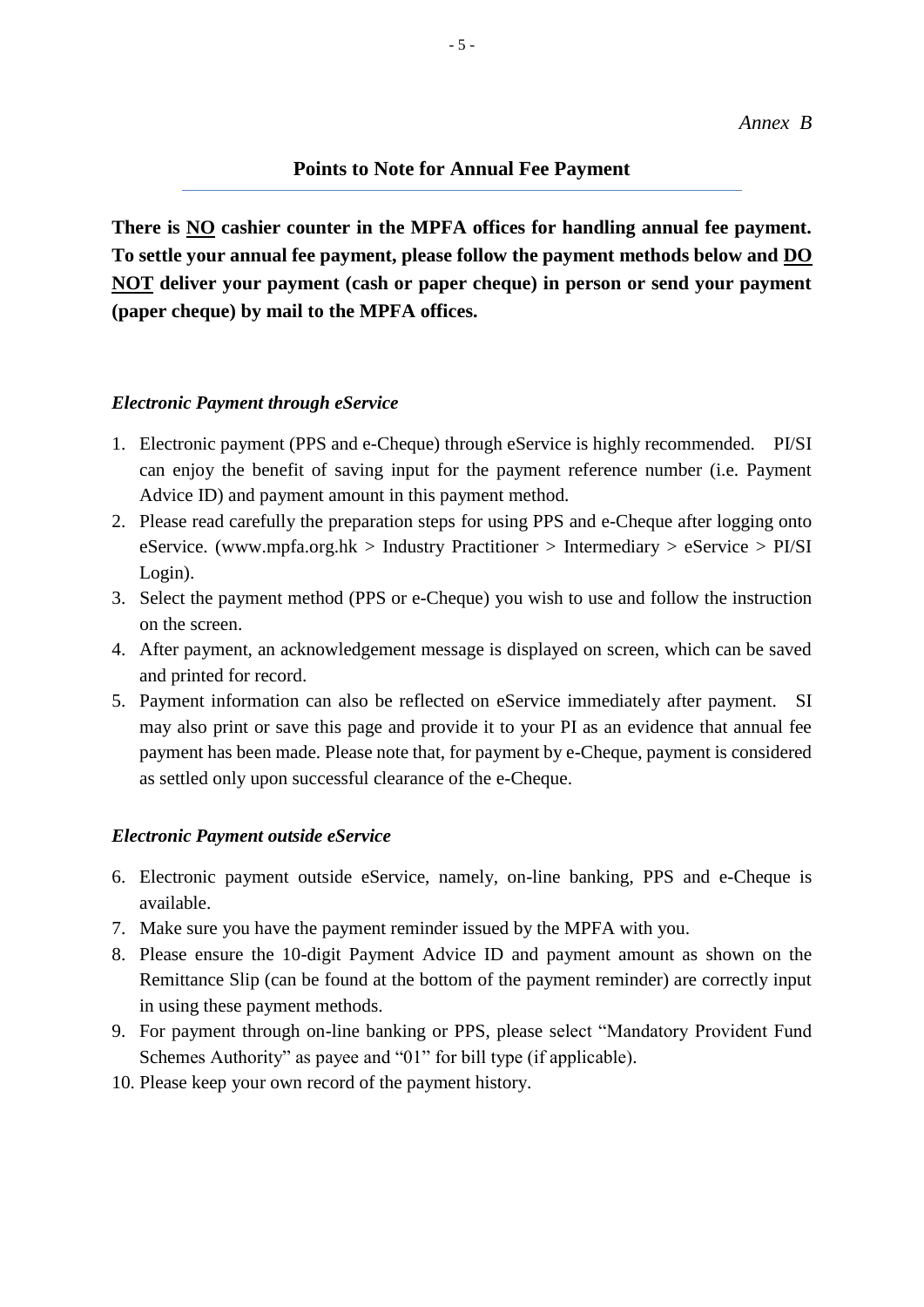*Annex B*

## Points to Note for Annual Fee Payment

**There is <u>NO</u> cashier counter in the MPFA offices for handling annual fee payment. To settle your annual fee payment, please follow the payment methods below and <u>DO NOT</u> deliver your payment (cash or paper cheque) in person or send your payment (paper cheque) by mail to the MPFA offices.**

### *Electronic Payment through eService*

1. Electronic payment (PPS and e-Cheque) through eService is highly recommended. PI/SI can enjoy the benefit of saving input for the payment reference number (i.e. Payment Advice ID) and payment amount in this payment method.
2. Please read carefully the preparation steps for using PPS and e-Cheque after logging onto eService. (www.mpfa.org.hk > Industry Practitioner > Intermediary > eService > PI/SI Login).
3. Select the payment method (PPS or e-Cheque) you wish to use and follow the instruction on the screen.
4. After payment, an acknowledgement message is displayed on screen, which can be saved and printed for record.
5. Payment information can also be reflected on eService immediately after payment. SI may also print or save this page and provide it to your PI as an evidence that annual fee payment has been made. Please note that, for payment by e-Cheque, payment is considered as settled only upon successful clearance of the e-Cheque.

### *Electronic Payment outside eService*

6. Electronic payment outside eService, namely, on-line banking, PPS and e-Cheque is available.
7. Make sure you have the payment reminder issued by the MPFA with you.
8. Please ensure the 10-digit Payment Advice ID and payment amount as shown on the Remittance Slip (can be found at the bottom of the payment reminder) are correctly input in using these payment methods.
9. For payment through on-line banking or PPS, please select "Mandatory Provident Fund Schemes Authority" as payee and "01" for bill type (if applicable).
10. Please keep your own record of the payment history.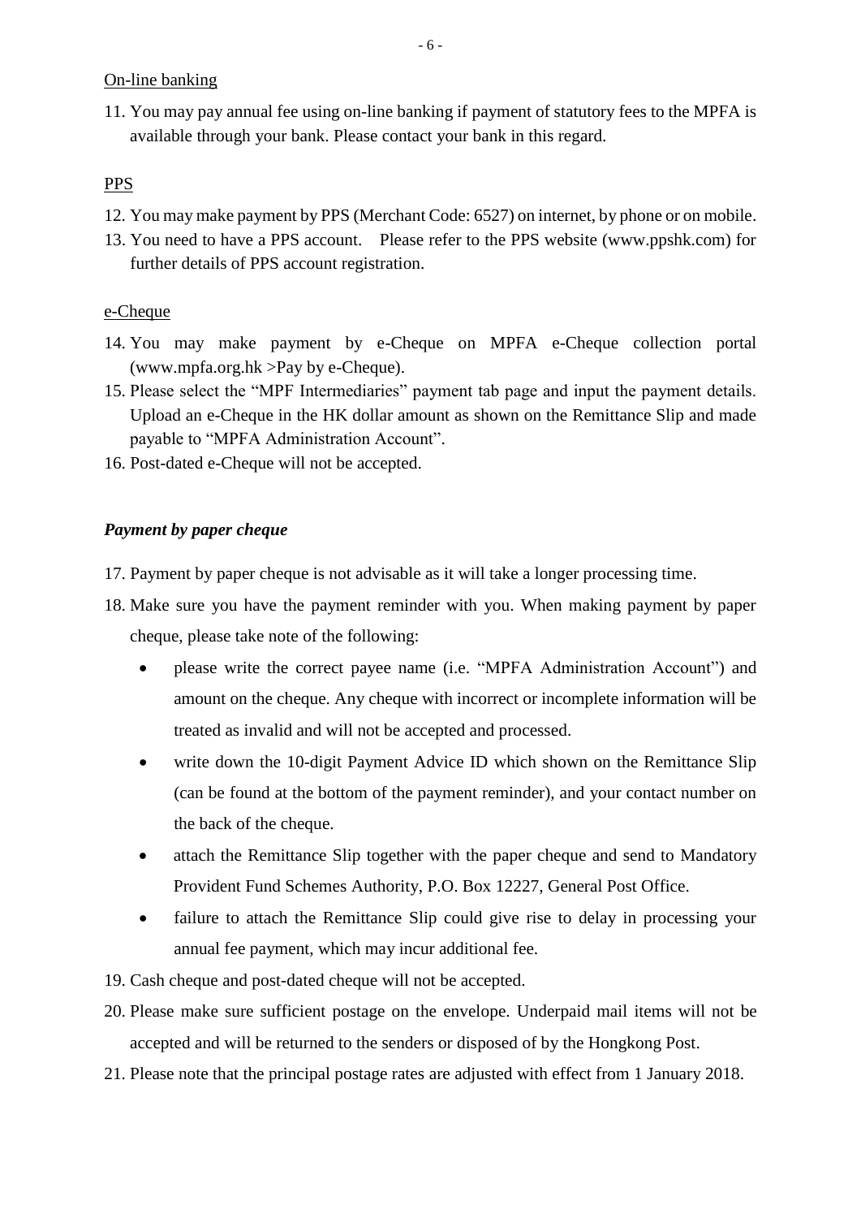<u>On-line banking</u>

11. You may pay annual fee using on-line banking if payment of statutory fees to the MPFA is available through your bank. Please contact your bank in this regard.

<u>PPS</u>

12. You may make payment by PPS (Merchant Code: 6527) on internet, by phone or on mobile.
13. You need to have a PPS account. Please refer to the PPS website (www.ppshk.com) for further details of PPS account registration.

<u>e-Cheque</u>

14. You may make payment by e-Cheque on MPFA e-Cheque collection portal (www.mpfa.org.hk >Pay by e-Cheque).
15. Please select the "MPF Intermediaries" payment tab page and input the payment details. Upload an e-Cheque in the HK dollar amount as shown on the Remittance Slip and made payable to "MPFA Administration Account".
16. Post-dated e-Cheque will not be accepted.

***Payment by paper cheque***

17. Payment by paper cheque is not advisable as it will take a longer processing time.
18. Make sure you have the payment reminder with you. When making payment by paper cheque, please take note of the following:
    - please write the correct payee name (i.e. "MPFA Administration Account") and amount on the cheque. Any cheque with incorrect or incomplete information will be treated as invalid and will not be accepted and processed.
    - write down the 10-digit Payment Advice ID which shown on the Remittance Slip (can be found at the bottom of the payment reminder), and your contact number on the back of the cheque.
    - attach the Remittance Slip together with the paper cheque and send to Mandatory Provident Fund Schemes Authority, P.O. Box 12227, General Post Office.
    - failure to attach the Remittance Slip could give rise to delay in processing your annual fee payment, which may incur additional fee.
19. Cash cheque and post-dated cheque will not be accepted.
20. Please make sure sufficient postage on the envelope. Underpaid mail items will not be accepted and will be returned to the senders or disposed of by the Hongkong Post.
21. Please note that the principal postage rates are adjusted with effect from 1 January 2018.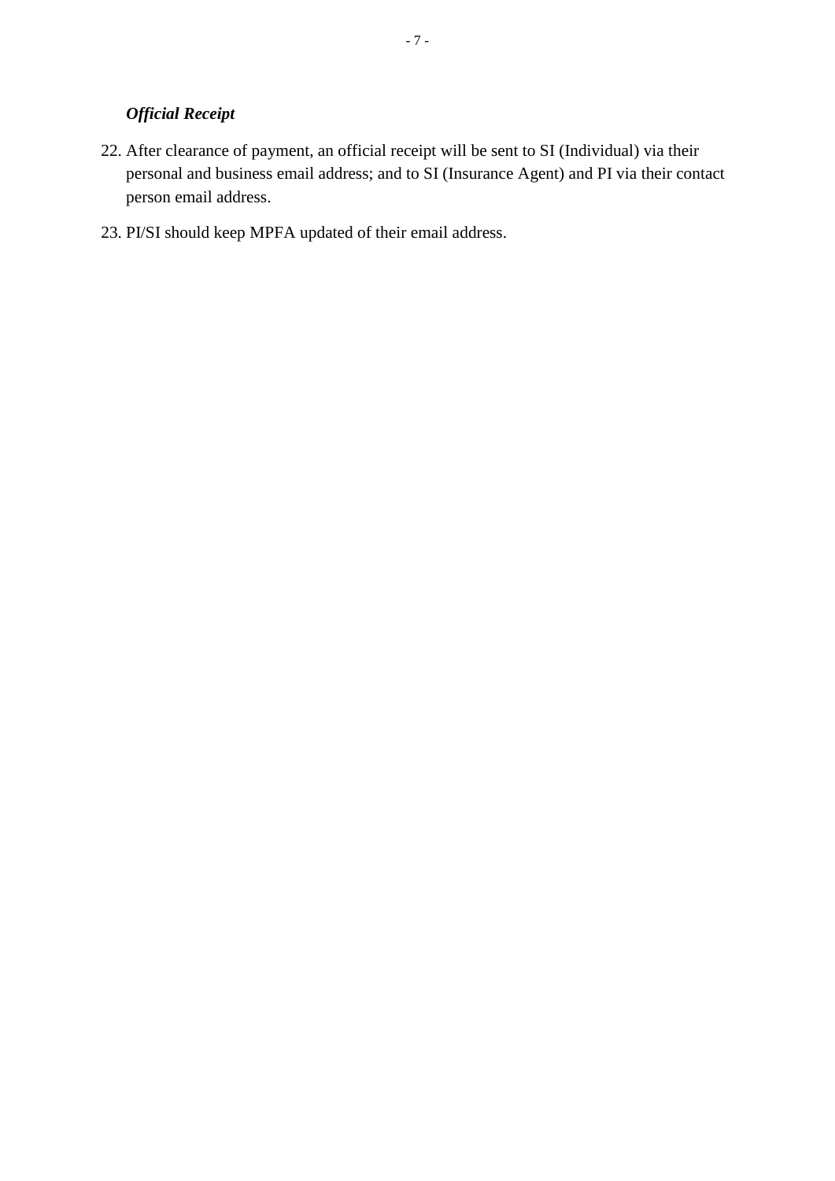***Official Receipt***

22. After clearance of payment, an official receipt will be sent to SI (Individual) via their personal and business email address; and to SI (Insurance Agent) and PI via their contact person email address.

23. PI/SI should keep MPFA updated of their email address.